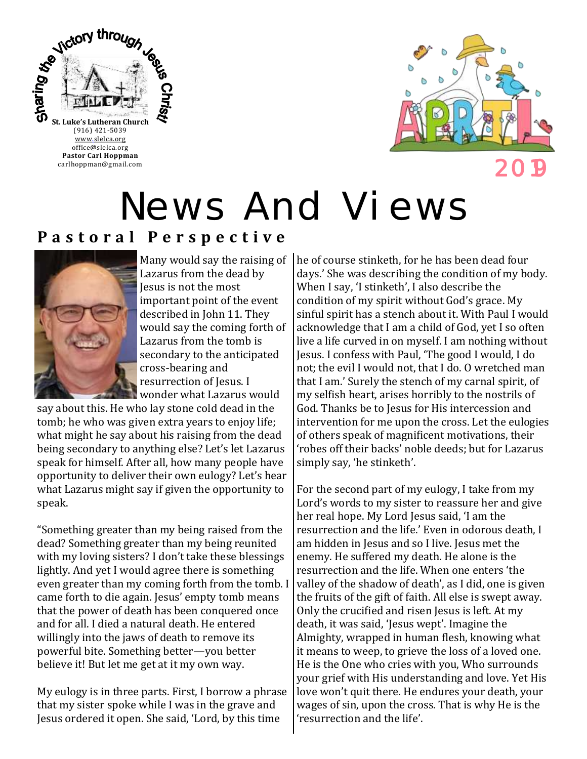Sharing the Victory through Jesus Christ!

**St. Luke's Lutheran Church**
(916) 421-5039
www.slelca.org
office@slelca.org
**Pastor Carl Hoppman**
carlhoppman@gmail.com

APRIL 2019

# News And Views

## Pastoral Perspective

Many would say the raising of Lazarus from the dead by Jesus is not the most important point of the event described in John 11. They would say the coming forth of Lazarus from the tomb is secondary to the anticipated cross-bearing and resurrection of Jesus. I wonder what Lazarus would say about this. He who lay stone cold dead in the tomb; he who was given extra years to enjoy life; what might he say about his raising from the dead being secondary to anything else? Let's let Lazarus speak for himself. After all, how many people have opportunity to deliver their own eulogy? Let's hear what Lazarus might say if given the opportunity to speak.

"Something greater than my being raised from the dead? Something greater than my being reunited with my loving sisters? I don't take these blessings lightly. And yet I would agree there is something even greater than my coming forth from the tomb. I came forth to die again. Jesus' empty tomb means that the power of death has been conquered once and for all. I died a natural death. He entered willingly into the jaws of death to remove its powerful bite. Something better—you better believe it! But let me get at it my own way.

My eulogy is in three parts. First, I borrow a phrase that my sister spoke while I was in the grave and Jesus ordered it open. She said, 'Lord, by this time he of course stinketh, for he has been dead four days.' She was describing the condition of my body. When I say, 'I stinketh', I also describe the condition of my spirit without God's grace. My sinful spirit has a stench about it. With Paul I would acknowledge that I am a child of God, yet I so often live a life curved in on myself. I am nothing without Jesus. I confess with Paul, 'The good I would, I do not; the evil I would not, that I do. O wretched man that I am.' Surely the stench of my carnal spirit, of my selfish heart, arises horribly to the nostrils of God. Thanks be to Jesus for His intercession and intervention for me upon the cross. Let the eulogies of others speak of magnificent motivations, their 'robes off their backs' noble deeds; but for Lazarus simply say, 'he stinketh'.

For the second part of my eulogy, I take from my Lord's words to my sister to reassure her and give her real hope. My Lord Jesus said, 'I am the resurrection and the life.' Even in odorous death, I am hidden in Jesus and so I live. Jesus met the enemy. He suffered my death. He alone is the resurrection and the life. When one enters 'the valley of the shadow of death', as I did, one is given the fruits of the gift of faith. All else is swept away. Only the crucified and risen Jesus is left. At my death, it was said, 'Jesus wept'. Imagine the Almighty, wrapped in human flesh, knowing what it means to weep, to grieve the loss of a loved one. He is the One who cries with you, Who surrounds your grief with His understanding and love. Yet His love won't quit there. He endures your death, your wages of sin, upon the cross. That is why He is the 'resurrection and the life'.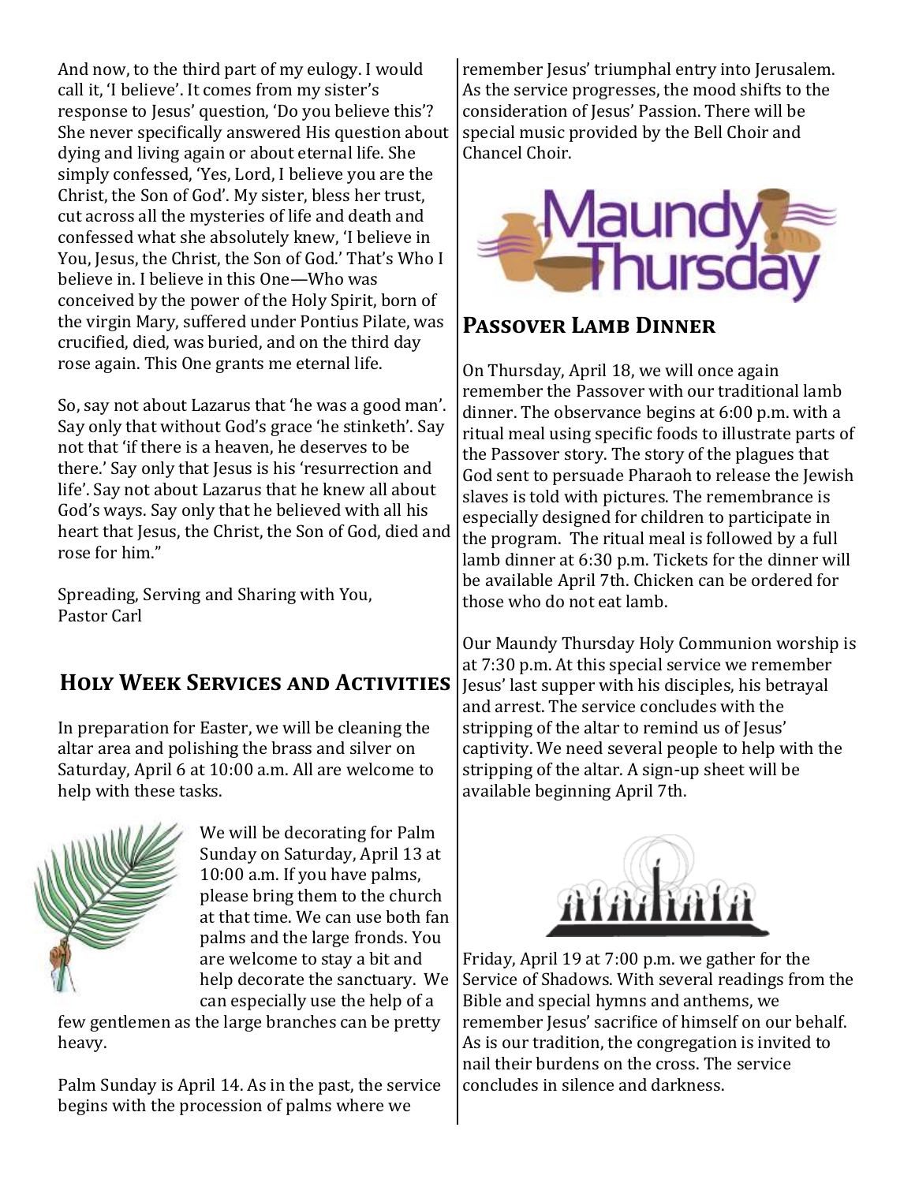And now, to the third part of my eulogy. I would call it, 'I believe'. It comes from my sister's response to Jesus' question, 'Do you believe this'? She never specifically answered His question about dying and living again or about eternal life. She simply confessed, 'Yes, Lord, I believe you are the Christ, the Son of God'. My sister, bless her trust, cut across all the mysteries of life and death and confessed what she absolutely knew, 'I believe in You, Jesus, the Christ, the Son of God.' That's Who I believe in. I believe in this One—Who was conceived by the power of the Holy Spirit, born of the virgin Mary, suffered under Pontius Pilate, was crucified, died, was buried, and on the third day rose again. This One grants me eternal life.

So, say not about Lazarus that 'he was a good man'. Say only that without God's grace 'he stinketh'. Say not that 'if there is a heaven, he deserves to be there.' Say only that Jesus is his 'resurrection and life'. Say not about Lazarus that he knew all about God's ways. Say only that he believed with all his heart that Jesus, the Christ, the Son of God, died and rose for him."

Spreading, Serving and Sharing with You,
Pastor Carl

## Holy Week Services and Activities

In preparation for Easter, we will be cleaning the altar area and polishing the brass and silver on Saturday, April 6 at 10:00 a.m. All are welcome to help with these tasks.

We will be decorating for Palm Sunday on Saturday, April 13 at 10:00 a.m. If you have palms, please bring them to the church at that time. We can use both fan palms and the large fronds. You are welcome to stay a bit and help decorate the sanctuary. We can especially use the help of a few gentlemen as the large branches can be pretty heavy.

Palm Sunday is April 14. As in the past, the service begins with the procession of palms where we remember Jesus' triumphal entry into Jerusalem. As the service progresses, the mood shifts to the consideration of Jesus' Passion. There will be special music provided by the Bell Choir and Chancel Choir.

Maundy Thursday

## Passover Lamb Dinner

On Thursday, April 18, we will once again remember the Passover with our traditional lamb dinner. The observance begins at 6:00 p.m. with a ritual meal using specific foods to illustrate parts of the Passover story. The story of the plagues that God sent to persuade Pharaoh to release the Jewish slaves is told with pictures. The remembrance is especially designed for children to participate in the program. The ritual meal is followed by a full lamb dinner at 6:30 p.m. Tickets for the dinner will be available April 7th. Chicken can be ordered for those who do not eat lamb.

Our Maundy Thursday Holy Communion worship is at 7:30 p.m. At this special service we remember Jesus' last supper with his disciples, his betrayal and arrest. The service concludes with the stripping of the altar to remind us of Jesus' captivity. We need several people to help with the stripping of the altar. A sign-up sheet will be available beginning April 7th.

Friday, April 19 at 7:00 p.m. we gather for the Service of Shadows. With several readings from the Bible and special hymns and anthems, we remember Jesus' sacrifice of himself on our behalf. As is our tradition, the congregation is invited to nail their burdens on the cross. The service concludes in silence and darkness.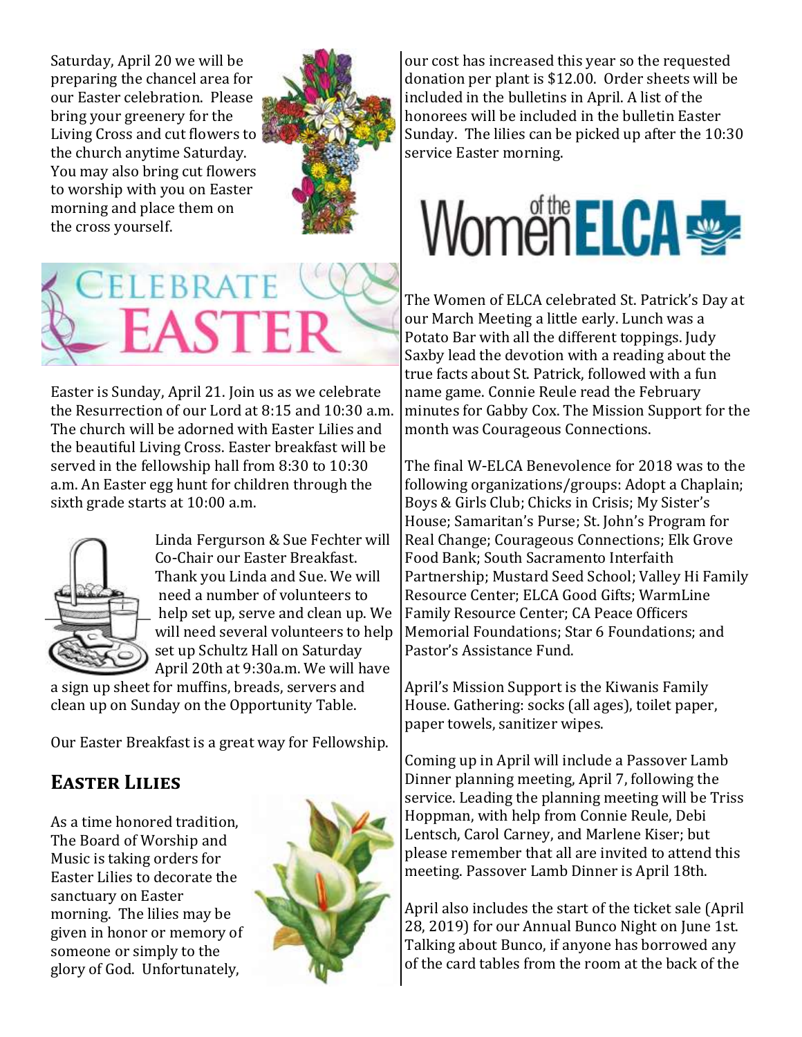Saturday, April 20 we will be preparing the chancel area for our Easter celebration. Please bring your greenery for the Living Cross and cut flowers to the church anytime Saturday. You may also bring cut flowers to worship with you on Easter morning and place them on the cross yourself.

# Celebrate Easter

Easter is Sunday, April 21. Join us as we celebrate the Resurrection of our Lord at 8:15 and 10:30 a.m. The church will be adorned with Easter Lilies and the beautiful Living Cross. Easter breakfast will be served in the fellowship hall from 8:30 to 10:30 a.m. An Easter egg hunt for children through the sixth grade starts at 10:00 a.m.

Linda Fergurson & Sue Fechter will Co-Chair our Easter Breakfast. Thank you Linda and Sue. We will need a number of volunteers to help set up, serve and clean up. We will need several volunteers to help set up Schultz Hall on Saturday April 20th at 9:30a.m. We will have a sign up sheet for muffins, breads, servers and clean up on Sunday on the Opportunity Table.

Our Easter Breakfast is a great way for Fellowship.

## Easter Lilies

As a time honored tradition, The Board of Worship and Music is taking orders for Easter Lilies to decorate the sanctuary on Easter morning. The lilies may be given in honor or memory of someone or simply to the glory of God. Unfortunately, our cost has increased this year so the requested donation per plant is $12.00. Order sheets will be included in the bulletins in April. A list of the honorees will be included in the bulletin Easter Sunday. The lilies can be picked up after the 10:30 service Easter morning.

## Women of the ELCA

The Women of ELCA celebrated St. Patrick's Day at our March Meeting a little early. Lunch was a Potato Bar with all the different toppings. Judy Saxby lead the devotion with a reading about the true facts about St. Patrick, followed with a fun name game. Connie Reule read the February minutes for Gabby Cox. The Mission Support for the month was Courageous Connections.

The final W-ELCA Benevolence for 2018 was to the following organizations/groups: Adopt a Chaplain; Boys & Girls Club; Chicks in Crisis; My Sister's House; Samaritan's Purse; St. John's Program for Real Change; Courageous Connections; Elk Grove Food Bank; South Sacramento Interfaith Partnership; Mustard Seed School; Valley Hi Family Resource Center; ELCA Good Gifts; WarmLine Family Resource Center; CA Peace Officers Memorial Foundations; Star 6 Foundations; and Pastor's Assistance Fund.

April's Mission Support is the Kiwanis Family House. Gathering: socks (all ages), toilet paper, paper towels, sanitizer wipes.

Coming up in April will include a Passover Lamb Dinner planning meeting, April 7, following the service. Leading the planning meeting will be Triss Hoppman, with help from Connie Reule, Debi Lentsch, Carol Carney, and Marlene Kiser; but please remember that all are invited to attend this meeting. Passover Lamb Dinner is April 18th.

April also includes the start of the ticket sale (April 28, 2019) for our Annual Bunco Night on June 1st. Talking about Bunco, if anyone has borrowed any of the card tables from the room at the back of the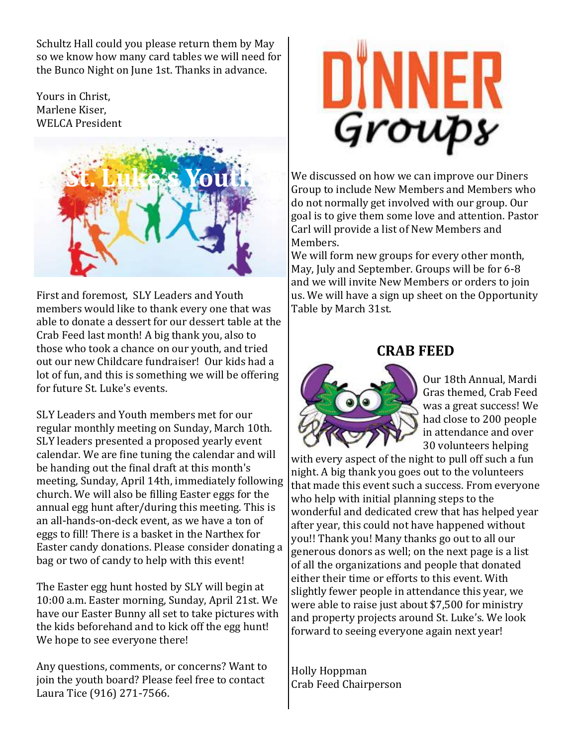Schultz Hall could you please return them by May so we know how many card tables we will need for the Bunco Night on June 1st. Thanks in advance.

Yours in Christ,
Marlene Kiser,
WELCA President

## St. Luke's Youth

First and foremost, SLY Leaders and Youth members would like to thank every one that was able to donate a dessert for our dessert table at the Crab Feed last month! A big thank you, also to those who took a chance on our youth, and tried out our new Childcare fundraiser! Our kids had a lot of fun, and this is something we will be offering for future St. Luke's events.

SLY Leaders and Youth members met for our regular monthly meeting on Sunday, March 10th. SLY leaders presented a proposed yearly event calendar. We are fine tuning the calendar and will be handing out the final draft at this month's meeting, Sunday, April 14th, immediately following church. We will also be filling Easter eggs for the annual egg hunt after/during this meeting. This is an all-hands-on-deck event, as we have a ton of eggs to fill! There is a basket in the Narthex for Easter candy donations. Please consider donating a bag or two of candy to help with this event!

The Easter egg hunt hosted by SLY will begin at 10:00 a.m. Easter morning, Sunday, April 21st. We have our Easter Bunny all set to take pictures with the kids beforehand and to kick off the egg hunt! We hope to see everyone there!

Any questions, comments, or concerns? Want to join the youth board? Please feel free to contact Laura Tice (916) 271-7566.

## DINNER Groups

We discussed on how we can improve our Diners Group to include New Members and Members who do not normally get involved with our group. Our goal is to give them some love and attention. Pastor Carl will provide a list of New Members and Members.

We will form new groups for every other month, May, July and September. Groups will be for 6-8 and we will invite New Members or orders to join us. We will have a sign up sheet on the Opportunity Table by March 31st.

## CRAB FEED

Our 18th Annual, Mardi Gras themed, Crab Feed was a great success! We had close to 200 people in attendance and over 30 volunteers helping with every aspect of the night to pull off such a fun night. A big thank you goes out to the volunteers that made this event such a success. From everyone who help with initial planning steps to the wonderful and dedicated crew that has helped year after year, this could not have happened without you!! Thank you! Many thanks go out to all our generous donors as well; on the next page is a list of all the organizations and people that donated either their time or efforts to this event. With slightly fewer people in attendance this year, we were able to raise just about $7,500 for ministry and property projects around St. Luke's. We look forward to seeing everyone again next year!

Holly Hoppman
Crab Feed Chairperson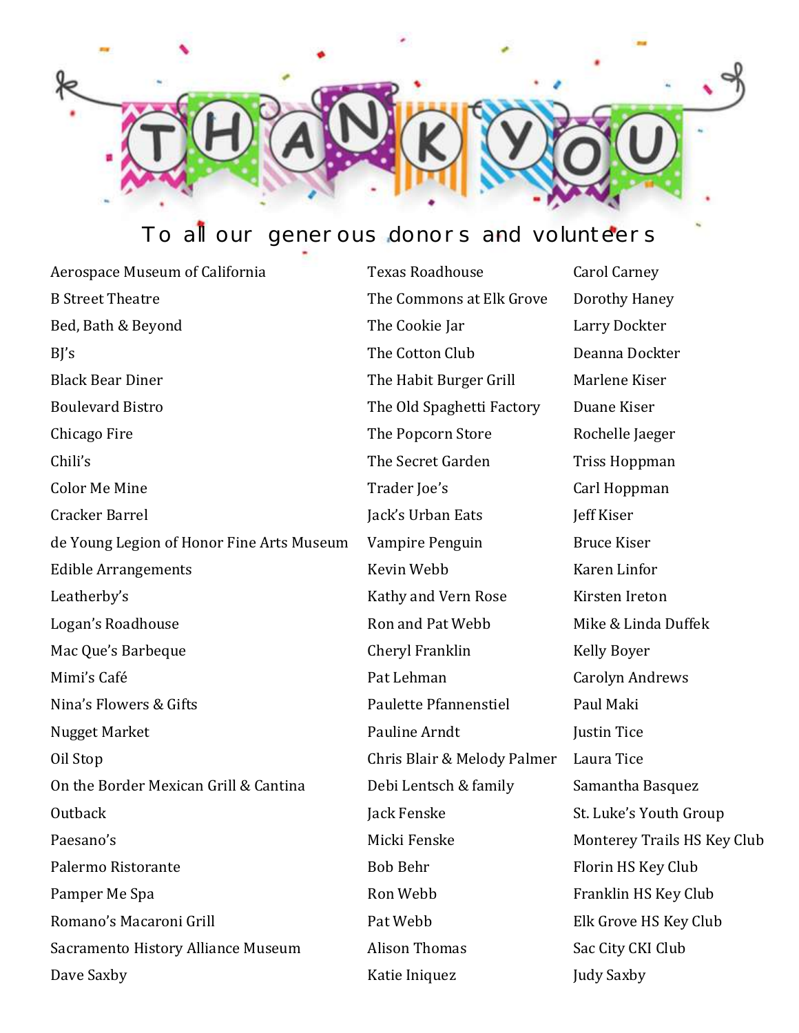# THANK YOU

To all our generous donors and volunteers

Aerospace Museum of California
B Street Theatre
Bed, Bath & Beyond
BJ's
Black Bear Diner
Boulevard Bistro
Chicago Fire
Chili's
Color Me Mine
Cracker Barrel
de Young Legion of Honor Fine Arts Museum
Edible Arrangements
Leatherby's
Logan's Roadhouse
Mac Que's Barbeque
Mimi's Café
Nina's Flowers & Gifts
Nugget Market
Oil Stop
On the Border Mexican Grill & Cantina
Outback
Paesano's
Palermo Ristorante
Pamper Me Spa
Romano's Macaroni Grill
Sacramento History Alliance Museum
Dave Saxby

Texas Roadhouse
The Commons at Elk Grove
The Cookie Jar
The Cotton Club
The Habit Burger Grill
The Old Spaghetti Factory
The Popcorn Store
The Secret Garden
Trader Joe's
Jack's Urban Eats
Vampire Penguin
Kevin Webb
Kathy and Vern Rose
Ron and Pat Webb
Cheryl Franklin
Pat Lehman
Paulette Pfannenstiel
Pauline Arndt
Chris Blair & Melody Palmer
Debi Lentsch & family
Jack Fenske
Micki Fenske
Bob Behr
Ron Webb
Pat Webb
Alison Thomas
Katie Iniquez

Carol Carney
Dorothy Haney
Larry Dockter
Deanna Dockter
Marlene Kiser
Duane Kiser
Rochelle Jaeger
Triss Hoppman
Carl Hoppman
Jeff Kiser
Bruce Kiser
Karen Linfor
Kirsten Ireton
Mike & Linda Duffek
Kelly Boyer
Carolyn Andrews
Paul Maki
Justin Tice
Laura Tice
Samantha Basquez
St. Luke's Youth Group
Monterey Trails HS Key Club
Florin HS Key Club
Franklin HS Key Club
Elk Grove HS Key Club
Sac City CKI Club
Judy Saxby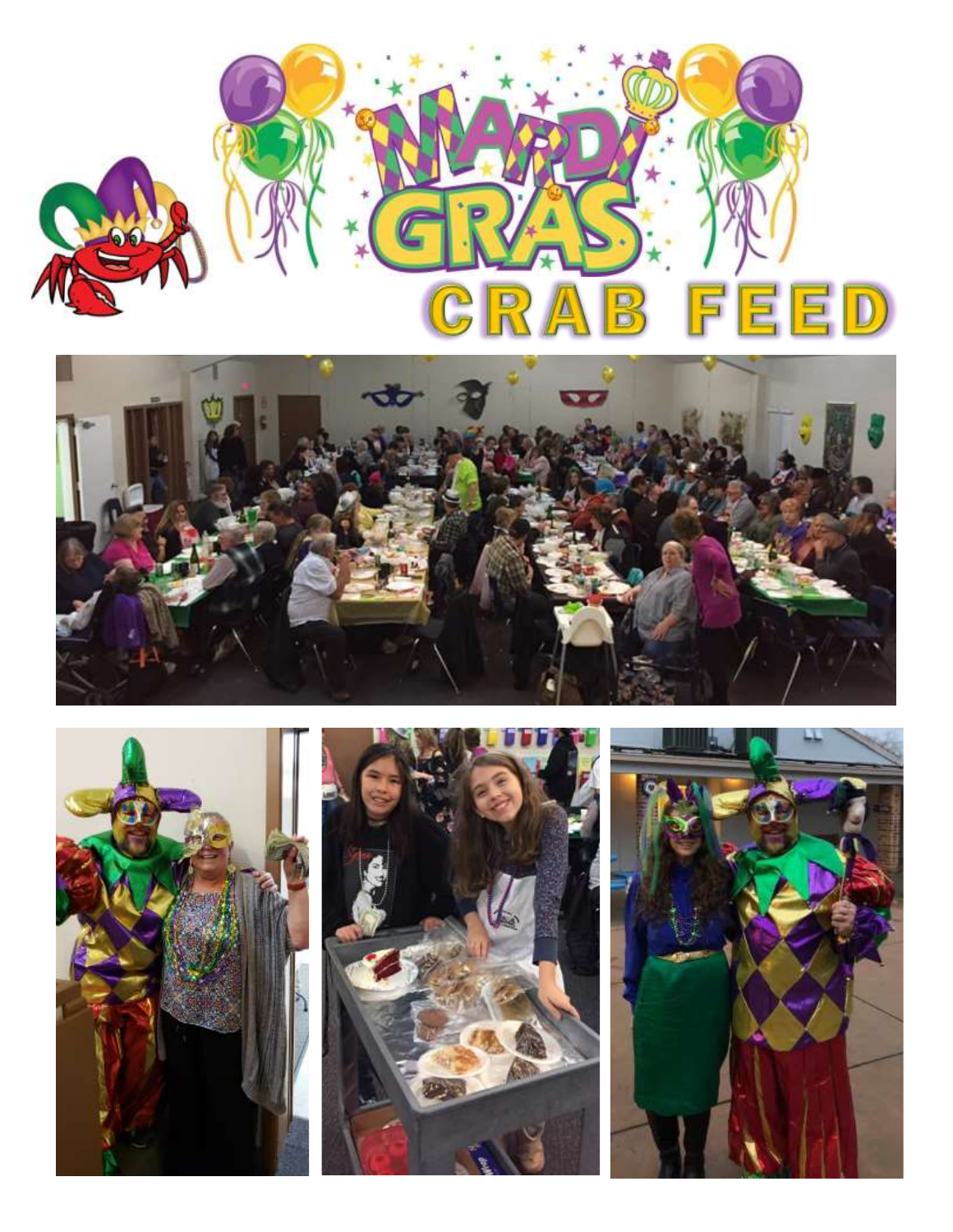# MARDI GRAS CRAB FEED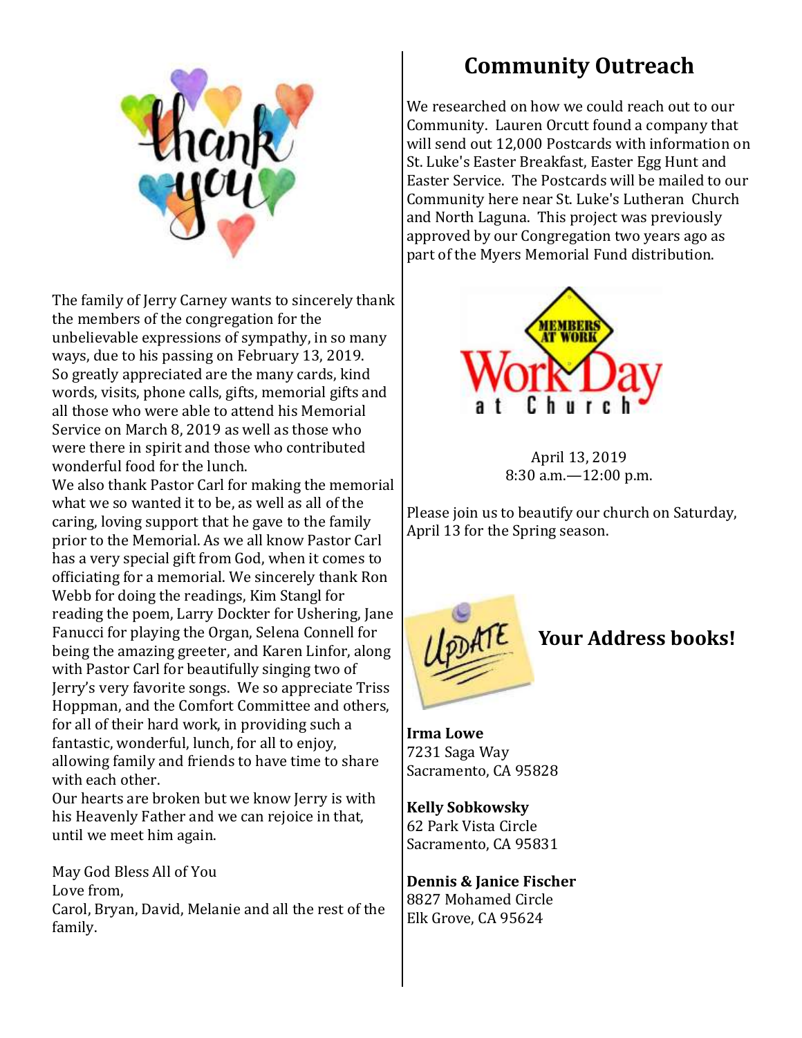The family of Jerry Carney wants to sincerely thank the members of the congregation for the unbelievable expressions of sympathy, in so many ways, due to his passing on February 13, 2019. So greatly appreciated are the many cards, kind words, visits, phone calls, gifts, memorial gifts and all those who were able to attend his Memorial Service on March 8, 2019 as well as those who were there in spirit and those who contributed wonderful food for the lunch.

We also thank Pastor Carl for making the memorial what we so wanted it to be, as well as all of the caring, loving support that he gave to the family prior to the Memorial. As we all know Pastor Carl has a very special gift from God, when it comes to officiating for a memorial. We sincerely thank Ron Webb for doing the readings, Kim Stangl for reading the poem, Larry Dockter for Ushering, Jane Fanucci for playing the Organ, Selena Connell for being the amazing greeter, and Karen Linfor, along with Pastor Carl for beautifully singing two of Jerry's very favorite songs. We so appreciate Triss Hoppman, and the Comfort Committee and others, for all of their hard work, in providing such a fantastic, wonderful, lunch, for all to enjoy, allowing family and friends to have time to share with each other.

Our hearts are broken but we know Jerry is with his Heavenly Father and we can rejoice in that, until we meet him again.

May God Bless All of You

Love from,

Carol, Bryan, David, Melanie and all the rest of the family.

## Community Outreach

We researched on how we could reach out to our Community. Lauren Orcutt found a company that will send out 12,000 Postcards with information on St. Luke's Easter Breakfast, Easter Egg Hunt and Easter Service. The Postcards will be mailed to our Community here near St. Luke's Lutheran Church and North Laguna. This project was previously approved by our Congregation two years ago as part of the Myers Memorial Fund distribution.

MEMBERS AT WORK

Work Day at Church

April 13, 2019

8:30 a.m.—12:00 p.m.

Please join us to beautify our church on Saturday, April 13 for the Spring season.

## UPDATE Your Address books!

**Irma Lowe**
7231 Saga Way
Sacramento, CA 95828

**Kelly Sobkowsky**
62 Park Vista Circle
Sacramento, CA 95831

**Dennis & Janice Fischer**
8827 Mohamed Circle
Elk Grove, CA 95624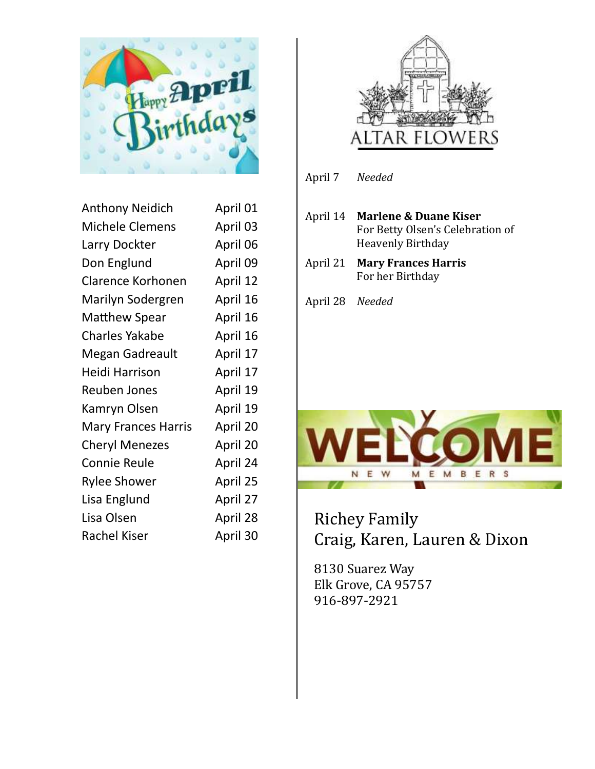## Happy April Birthdays

| Name | Date |
| --- | --- |
| Anthony Neidich | April 01 |
| Michele Clemens | April 03 |
| Larry Dockter | April 06 |
| Don Englund | April 09 |
| Clarence Korhonen | April 12 |
| Marilyn Sodergren | April 16 |
| Matthew Spear | April 16 |
| Charles Yakabe | April 16 |
| Megan Gadreault | April 17 |
| Heidi Harrison | April 17 |
| Reuben Jones | April 19 |
| Kamryn Olsen | April 19 |
| Mary Frances Harris | April 20 |
| Cheryl Menezes | April 20 |
| Connie Reule | April 24 |
| Rylee Shower | April 25 |
| Lisa Englund | April 27 |
| Lisa Olsen | April 28 |
| Rachel Kiser | April 30 |

## ALTAR FLOWERS

April 7 *Needed*

April 14 **Marlene & Duane Kiser**
For Betty Olsen's Celebration of Heavenly Birthday

April 21 **Mary Frances Harris**
For her Birthday

April 28 *Needed*

## WELCOME NEW MEMBERS

Richey Family
Craig, Karen, Lauren & Dixon

8130 Suarez Way
Elk Grove, CA 95757
916-897-2921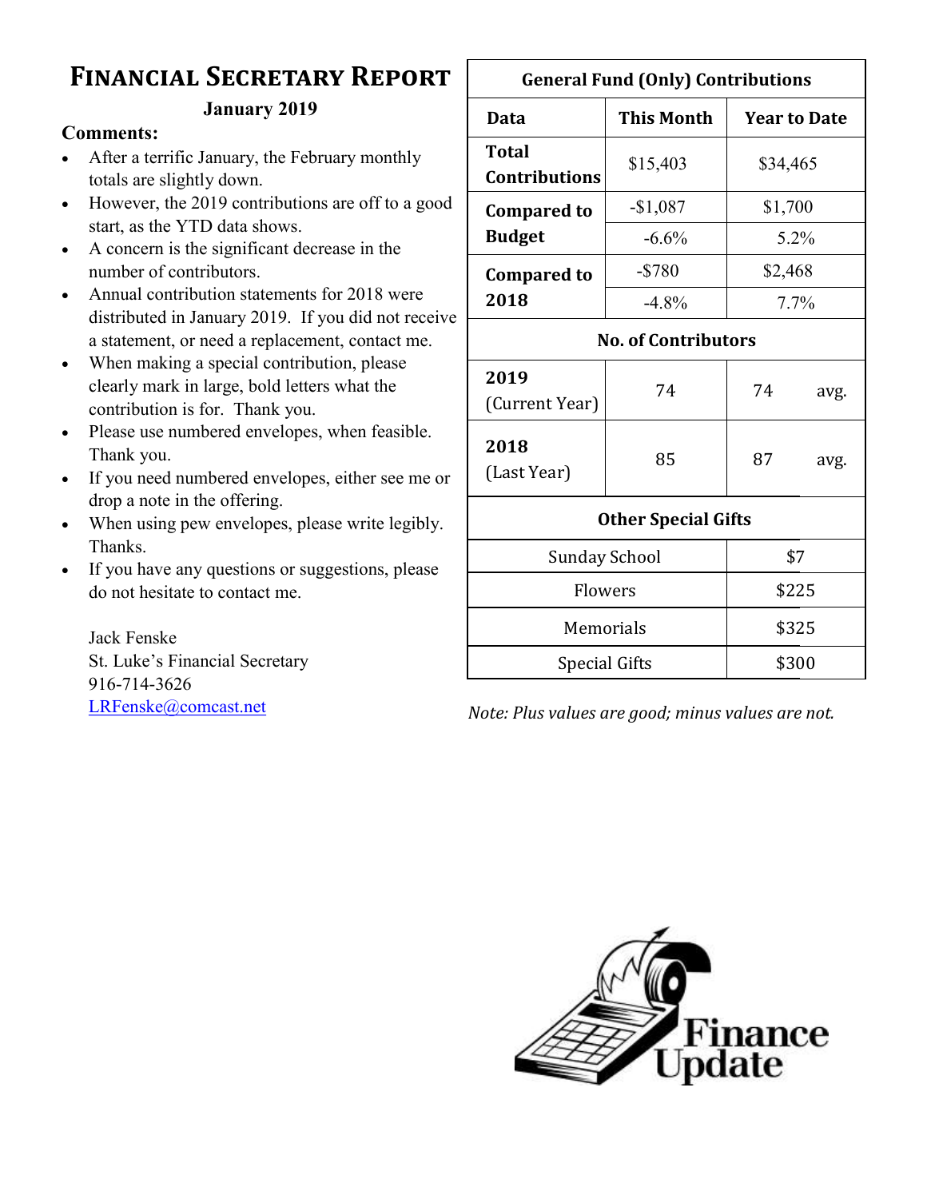# Financial Secretary Report

**January 2019**

**Comments:**

- After a terrific January, the February monthly totals are slightly down.
- However, the 2019 contributions are off to a good start, as the YTD data shows.
- A concern is the significant decrease in the number of contributors.
- Annual contribution statements for 2018 were distributed in January 2019. If you did not receive a statement, or need a replacement, contact me.
- When making a special contribution, please clearly mark in large, bold letters what the contribution is for. Thank you.
- Please use numbered envelopes, when feasible. Thank you.
- If you need numbered envelopes, either see me or drop a note in the offering.
- When using pew envelopes, please write legibly. Thanks.
- If you have any questions or suggestions, please do not hesitate to contact me.

Jack Fenske
St. Luke's Financial Secretary
916-714-3626
LRFenske@comcast.net

| General Fund (Only) Contributions | | |
|---|---|---|
| **Data** | **This Month** | **Year to Date** |
| **Total Contributions** | $15,403 | $34,465 |
| **Compared to Budget** | -$1,087 | $1,700 |
| | -6.6% | 5.2% |
| **Compared to 2018** | -$780 | $2,468 |
| | -4.8% | 7.7% |
| **No. of Contributors** | | |
| **2019** (Current Year) | 74 | 74 avg. |
| **2018** (Last Year) | 85 | 87 avg. |
| **Other Special Gifts** | | |
| Sunday School | | $7 |
| Flowers | | $225 |
| Memorials | | $325 |
| Special Gifts | | $300 |

*Note: Plus values are good; minus values are not.*

Finance Update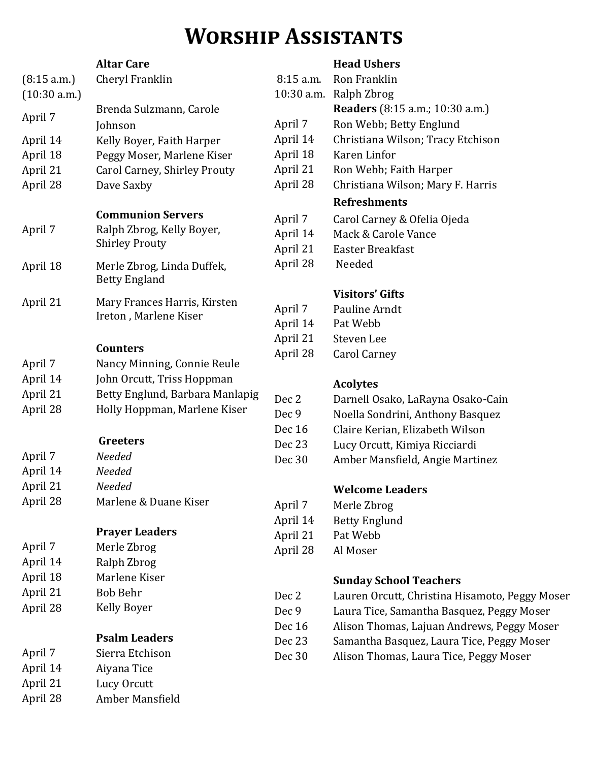# Worship Assistants

### Altar Care

| | |
|---|---|
| (8:15 a.m.) | Cheryl Franklin |
| (10:30 a.m.) | |
| April 7 | Brenda Sulzmann, Carole Johnson |
| April 14 | Kelly Boyer, Faith Harper |
| April 18 | Peggy Moser, Marlene Kiser |
| April 21 | Carol Carney, Shirley Prouty |
| April 28 | Dave Saxby |

### Communion Servers

| | |
|---|---|
| April 7 | Ralph Zbrog, Kelly Boyer, Shirley Prouty |
| April 18 | Merle Zbrog, Linda Duffek, Betty England |
| April 21 | Mary Frances Harris, Kirsten Ireton , Marlene Kiser |

### Counters

| | |
|---|---|
| April 7 | Nancy Minning, Connie Reule |
| April 14 | John Orcutt, Triss Hoppman |
| April 21 | Betty Englund, Barbara Manlapig |
| April 28 | Holly Hoppman, Marlene Kiser |

### Greeters

| | |
|---|---|
| April 7 | *Needed* |
| April 14 | *Needed* |
| April 21 | *Needed* |
| April 28 | Marlene & Duane Kiser |

### Prayer Leaders

| | |
|---|---|
| April 7 | Merle Zbrog |
| April 14 | Ralph Zbrog |
| April 18 | Marlene Kiser |
| April 21 | Bob Behr |
| April 28 | Kelly Boyer |

### Psalm Leaders

| | |
|---|---|
| April 7 | Sierra Etchison |
| April 14 | Aiyana Tice |
| April 21 | Lucy Orcutt |
| April 28 | Amber Mansfield |

### Head Ushers

| | |
|---|---|
| 8:15 a.m. | Ron Franklin |
| 10:30 a.m. | Ralph Zbrog |

### Readers (8:15 a.m.; 10:30 a.m.)

| | |
|---|---|
| April 7 | Ron Webb; Betty Englund |
| April 14 | Christiana Wilson; Tracy Etchison |
| April 18 | Karen Linfor |
| April 21 | Ron Webb; Faith Harper |
| April 28 | Christiana Wilson; Mary F. Harris |

### Refreshments

| | |
|---|---|
| April 7 | Carol Carney & Ofelia Ojeda |
| April 14 | Mack & Carole Vance |
| April 21 | Easter Breakfast |
| April 28 | Needed |

### Visitors' Gifts

| | |
|---|---|
| April 7 | Pauline Arndt |
| April 14 | Pat Webb |
| April 21 | Steven Lee |
| April 28 | Carol Carney |

### Acolytes

| | |
|---|---|
| Dec 2 | Darnell Osako, LaRayna Osako-Cain |
| Dec 9 | Noella Sondrini, Anthony Basquez |
| Dec 16 | Claire Kerian, Elizabeth Wilson |
| Dec 23 | Lucy Orcutt, Kimiya Ricciardi |
| Dec 30 | Amber Mansfield, Angie Martinez |

### Welcome Leaders

| | |
|---|---|
| April 7 | Merle Zbrog |
| April 14 | Betty Englund |
| April 21 | Pat Webb |
| April 28 | Al Moser |

### Sunday School Teachers

| | |
|---|---|
| Dec 2 | Lauren Orcutt, Christina Hisamoto, Peggy Moser |
| Dec 9 | Laura Tice, Samantha Basquez, Peggy Moser |
| Dec 16 | Alison Thomas, Lajuan Andrews, Peggy Moser |
| Dec 23 | Samantha Basquez, Laura Tice, Peggy Moser |
| Dec 30 | Alison Thomas, Laura Tice, Peggy Moser |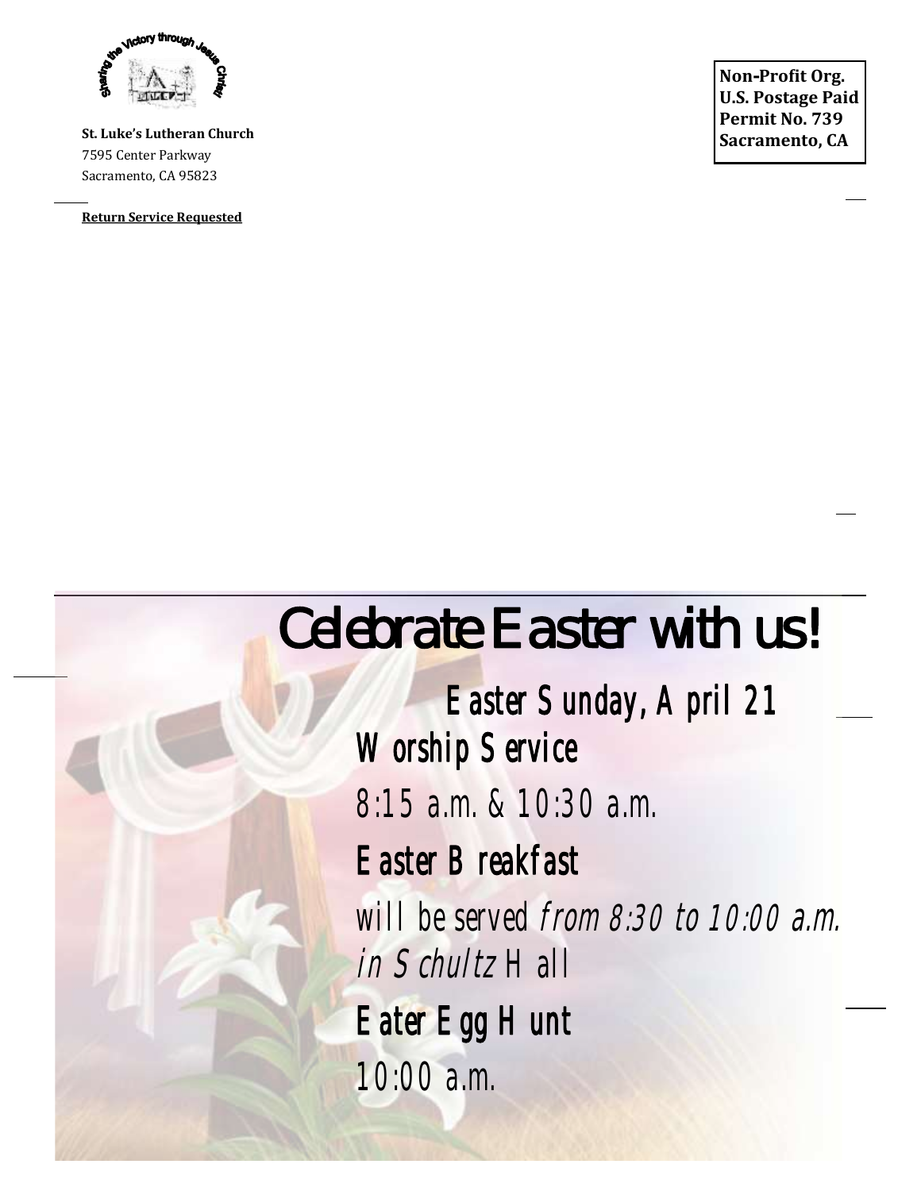St. Luke's Lutheran Church
7595 Center Parkway
Sacramento, CA 95823

**Return Service Requested**

**Non-Profit Org.**
**U.S. Postage Paid**
**Permit No. 739**
**Sacramento, CA**

# Celebrate Easter with us!

**Easter Sunday, April 21**

**Worship Service**

8:15 a.m. & 10:30 a.m.

**Easter Breakfast**

will be served *from 8:30 to 10:00 a.m. in Schultz* Hall

**Eater Egg Hunt**

10:00 a.m.